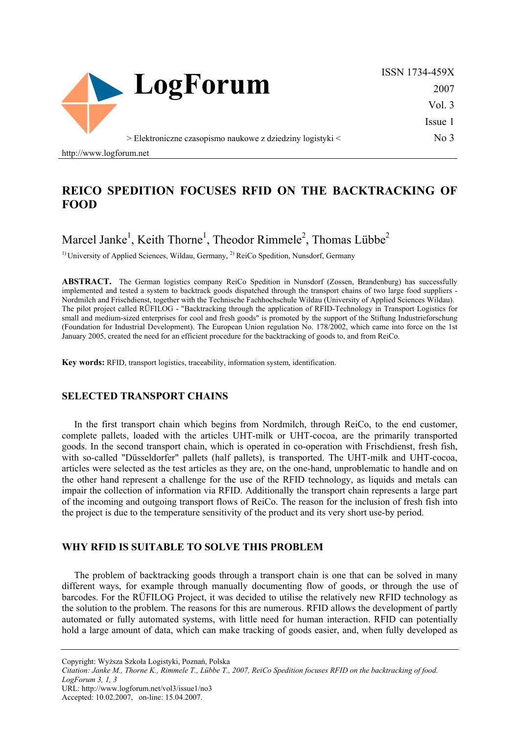# REICO SPEDITION FOCUSES RFID ON THE BACKTRACKING OF FOOD

Marcel Janke[1], Keith Thorne[1], Theodor Rimmele[2], Thomas Lübbe[2]

[1] University of Applied Sciences, Wildau, Germany, [2] ReiCo Spedition, Nunsdorf, Germany

**ABSTRACT.** The German logistics company ReiCo Spedition in Nunsdorf (Zossen, Brandenburg) has successfully implemented and tested a system to backtrack goods dispatched through the transport chains of two large food suppliers - Nordmilch and Frischdienst, together with the Technische Fachhochschule Wildau (University of Applied Sciences Wildau). The pilot project called RÜFILOG - "Backtracking through the application of RFID-Technology in Transport Logistics for small and medium-sized enterprises for cool and fresh goods" is promoted by the support of the Stiftung Industrieforschung (Foundation for Industrial Development). The European Union regulation No. 178/2002, which came into force on the 1st January 2005, created the need for an efficient procedure for the backtracking of goods to, and from ReiCo.

**Key words:** RFID, transport logistics, traceability, information system, identification.

## SELECTED TRANSPORT CHAINS

In the first transport chain which begins from Nordmilch, through ReiCo, to the end customer, complete pallets, loaded with the articles UHT-milk or UHT-cocoa, are the primarily transported goods. In the second transport chain, which is operated in co-operation with Frischdienst, fresh fish, with so-called "Düsseldorfer" pallets (half pallets), is transported. The UHT-milk and UHT-cocoa, articles were selected as the test articles as they are, on the one-hand, unproblematic to handle and on the other hand represent a challenge for the use of the RFID technology, as liquids and metals can impair the collection of information via RFID. Additionally the transport chain represents a large part of the incoming and outgoing transport flows of ReiCo. The reason for the inclusion of fresh fish into the project is due to the temperature sensitivity of the product and its very short use-by period.

## WHY RFID IS SUITABLE TO SOLVE THIS PROBLEM

The problem of backtracking goods through a transport chain is one that can be solved in many different ways, for example through manually documenting flow of goods, or through the use of barcodes. For the RÜFILOG Project, it was decided to utilise the relatively new RFID technology as the solution to the problem. The reasons for this are numerous. RFID allows the development of partly automated or fully automated systems, with little need for human interaction. RFID can potentially hold a large amount of data, which can make tracking of goods easier, and, when fully developed as

Copyright: Wyższa Szkoła Logistyki, Poznań, Polska

*Citation: Janke M., Thorne K., Rimmele T., Lübbe T., 2007, ReiCo Spedition focuses RFID on the backtracking of food. LogForum 3, 1, 3*

URL: http://www.logforum.net/vol3/issue1/no3

Accepted: 10.02.2007, on-line: 15.04.2007.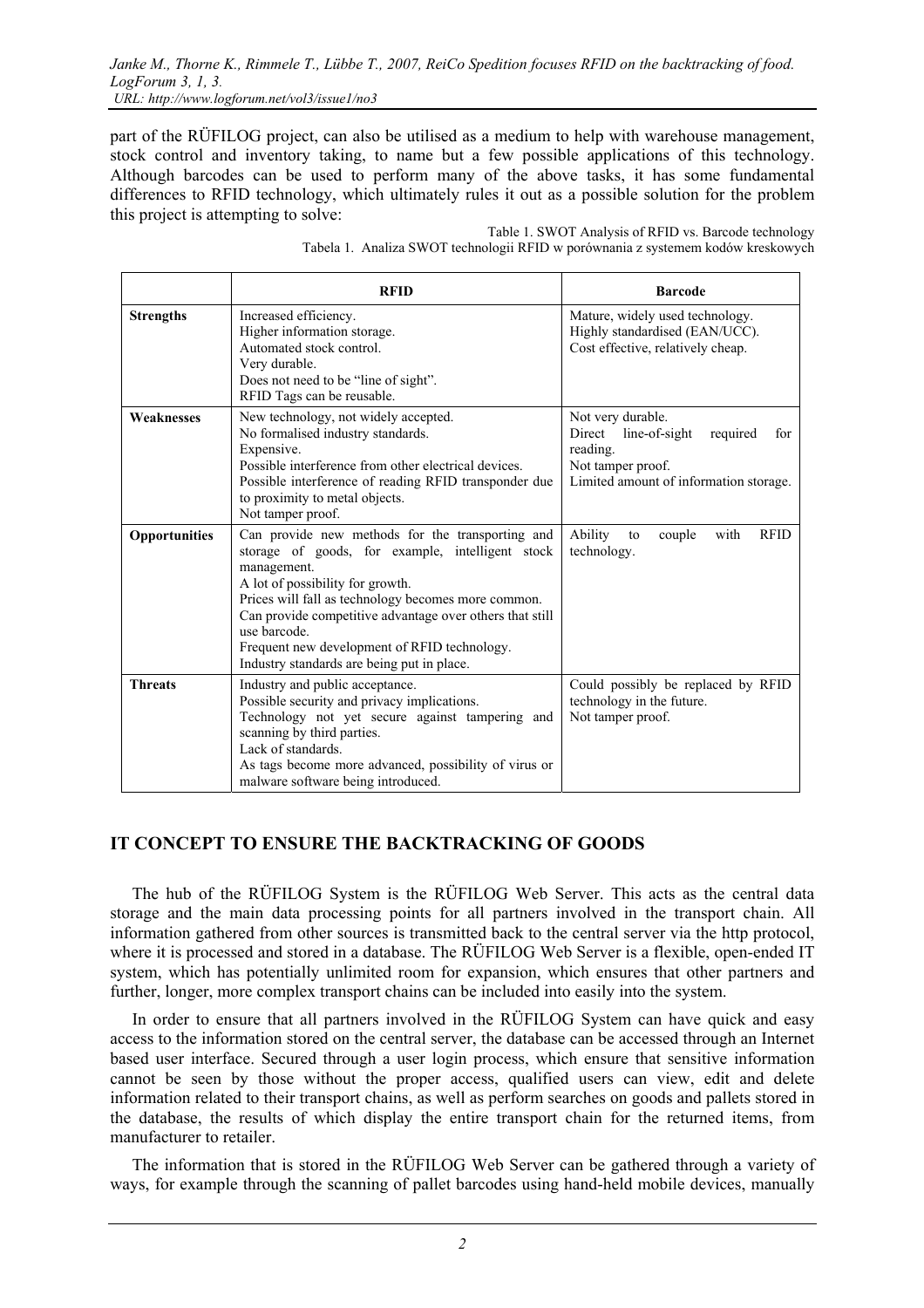part of the RÜFILOG project, can also be utilised as a medium to help with warehouse management, stock control and inventory taking, to name but a few possible applications of this technology. Although barcodes can be used to perform many of the above tasks, it has some fundamental differences to RFID technology, which ultimately rules it out as a possible solution for the problem this project is attempting to solve:

Table 1. SWOT Analysis of RFID vs. Barcode technology
Tabela 1. Analiza SWOT technologii RFID w porównania z systemem kodów kreskowych

| | RFID | Barcode |
|---|---|---|
| **Strengths** | Increased efficiency.<br>Higher information storage.<br>Automated stock control.<br>Very durable.<br>Does not need to be "line of sight".<br>RFID Tags can be reusable. | Mature, widely used technology.<br>Highly standardised (EAN/UCC).<br>Cost effective, relatively cheap. |
| **Weaknesses** | New technology, not widely accepted.<br>No formalised industry standards.<br>Expensive.<br>Possible interference from other electrical devices.<br>Possible interference of reading RFID transponder due to proximity to metal objects.<br>Not tamper proof. | Not very durable.<br>Direct line-of-sight required for reading.<br>Not tamper proof.<br>Limited amount of information storage. |
| **Opportunities** | Can provide new methods for the transporting and storage of goods, for example, intelligent stock management.<br>A lot of possibility for growth.<br>Prices will fall as technology becomes more common.<br>Can provide competitive advantage over others that still use barcode.<br>Frequent new development of RFID technology.<br>Industry standards are being put in place. | Ability to couple with RFID technology. |
| **Threats** | Industry and public acceptance.<br>Possible security and privacy implications.<br>Technology not yet secure against tampering and scanning by third parties.<br>Lack of standards.<br>As tags become more advanced, possibility of virus or malware software being introduced. | Could possibly be replaced by RFID technology in the future.<br>Not tamper proof. |

## IT CONCEPT TO ENSURE THE BACKTRACKING OF GOODS

The hub of the RÜFILOG System is the RÜFILOG Web Server. This acts as the central data storage and the main data processing points for all partners involved in the transport chain. All information gathered from other sources is transmitted back to the central server via the http protocol, where it is processed and stored in a database. The RÜFILOG Web Server is a flexible, open-ended IT system, which has potentially unlimited room for expansion, which ensures that other partners and further, longer, more complex transport chains can be included into easily into the system.

In order to ensure that all partners involved in the RÜFILOG System can have quick and easy access to the information stored on the central server, the database can be accessed through an Internet based user interface. Secured through a user login process, which ensure that sensitive information cannot be seen by those without the proper access, qualified users can view, edit and delete information related to their transport chains, as well as perform searches on goods and pallets stored in the database, the results of which display the entire transport chain for the returned items, from manufacturer to retailer.

The information that is stored in the RÜFILOG Web Server can be gathered through a variety of ways, for example through the scanning of pallet barcodes using hand-held mobile devices, manually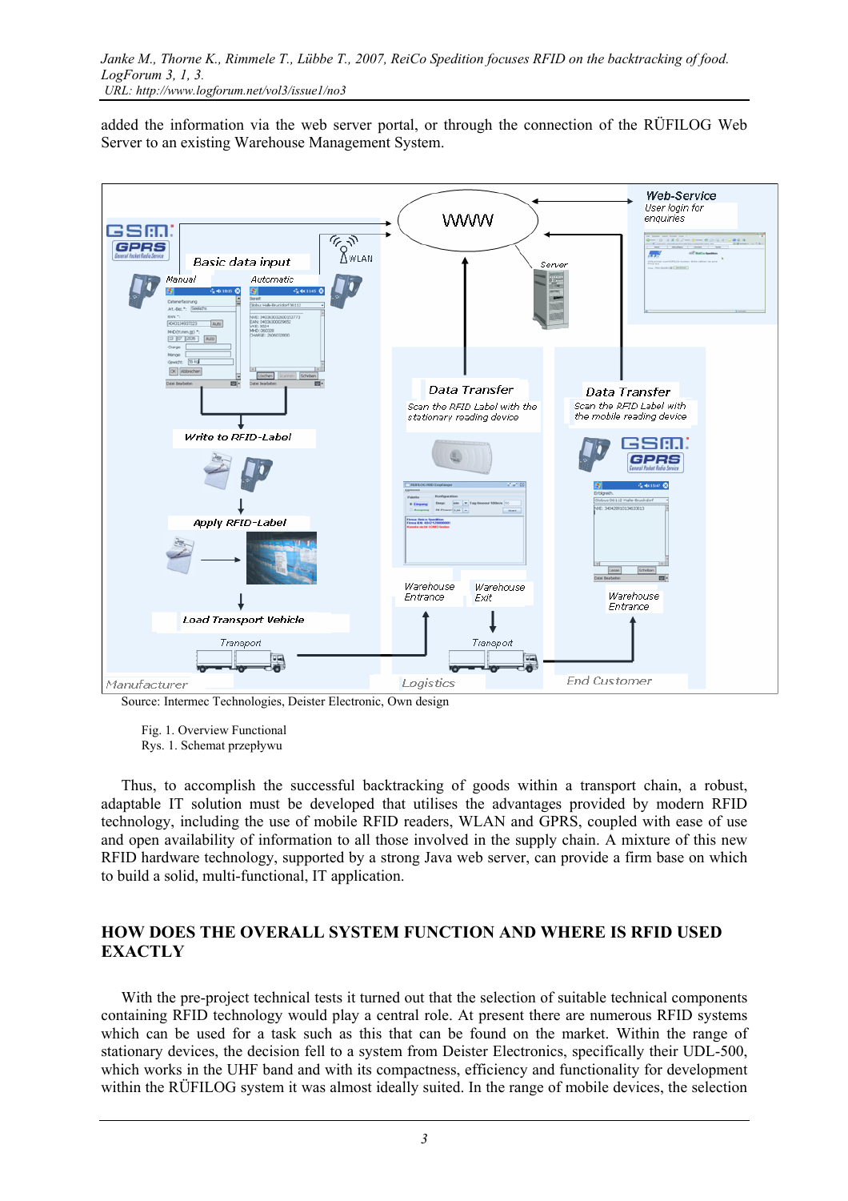added the information via the web server portal, or through the connection of the RÜFILOG Web Server to an existing Warehouse Management System.

Source: Intermec Technologies, Deister Electronic, Own design

Fig. 1. Overview Functional
Rys. 1. Schemat przepływu

Thus, to accomplish the successful backtracking of goods within a transport chain, a robust, adaptable IT solution must be developed that utilises the advantages provided by modern RFID technology, including the use of mobile RFID readers, WLAN and GPRS, coupled with ease of use and open availability of information to all those involved in the supply chain. A mixture of this new RFID hardware technology, supported by a strong Java web server, can provide a firm base on which to build a solid, multi-functional, IT application.

## HOW DOES THE OVERALL SYSTEM FUNCTION AND WHERE IS RFID USED EXACTLY

With the pre-project technical tests it turned out that the selection of suitable technical components containing RFID technology would play a central role. At present there are numerous RFID systems which can be used for a task such as this that can be found on the market. Within the range of stationary devices, the decision fell to a system from Deister Electronics, specifically their UDL-500, which works in the UHF band and with its compactness, efficiency and functionality for development within the RÜFILOG system it was almost ideally suited. In the range of mobile devices, the selection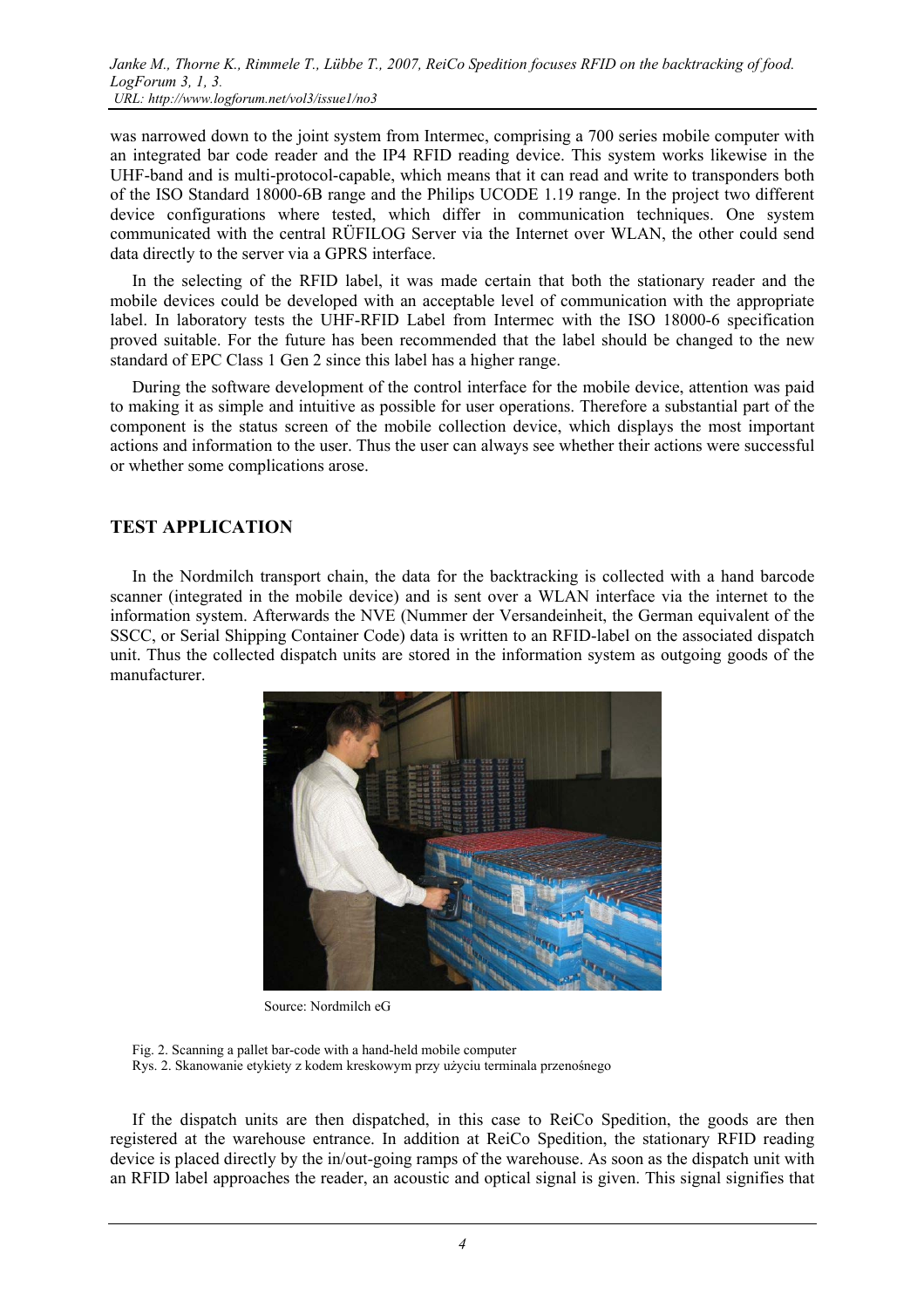was narrowed down to the joint system from Intermec, comprising a 700 series mobile computer with an integrated bar code reader and the IP4 RFID reading device. This system works likewise in the UHF-band and is multi-protocol-capable, which means that it can read and write to transponders both of the ISO Standard 18000-6B range and the Philips UCODE 1.19 range. In the project two different device configurations where tested, which differ in communication techniques. One system communicated with the central RÜFILOG Server via the Internet over WLAN, the other could send data directly to the server via a GPRS interface.

In the selecting of the RFID label, it was made certain that both the stationary reader and the mobile devices could be developed with an acceptable level of communication with the appropriate label. In laboratory tests the UHF-RFID Label from Intermec with the ISO 18000-6 specification proved suitable. For the future has been recommended that the label should be changed to the new standard of EPC Class 1 Gen 2 since this label has a higher range.

During the software development of the control interface for the mobile device, attention was paid to making it as simple and intuitive as possible for user operations. Therefore a substantial part of the component is the status screen of the mobile collection device, which displays the most important actions and information to the user. Thus the user can always see whether their actions were successful or whether some complications arose.

## TEST APPLICATION

In the Nordmilch transport chain, the data for the backtracking is collected with a hand barcode scanner (integrated in the mobile device) and is sent over a WLAN interface via the internet to the information system. Afterwards the NVE (Nummer der Versandeinheit, the German equivalent of the SSCC, or Serial Shipping Container Code) data is written to an RFID-label on the associated dispatch unit. Thus the collected dispatch units are stored in the information system as outgoing goods of the manufacturer.

Source: Nordmilch eG

Fig. 2. Scanning a pallet bar-code with a hand-held mobile computer
Rys. 2. Skanowanie etykiety z kodem kreskowym przy użyciu terminala przenośnego

If the dispatch units are then dispatched, in this case to ReiCo Spedition, the goods are then registered at the warehouse entrance. In addition at ReiCo Spedition, the stationary RFID reading device is placed directly by the in/out-going ramps of the warehouse. As soon as the dispatch unit with an RFID label approaches the reader, an acoustic and optical signal is given. This signal signifies that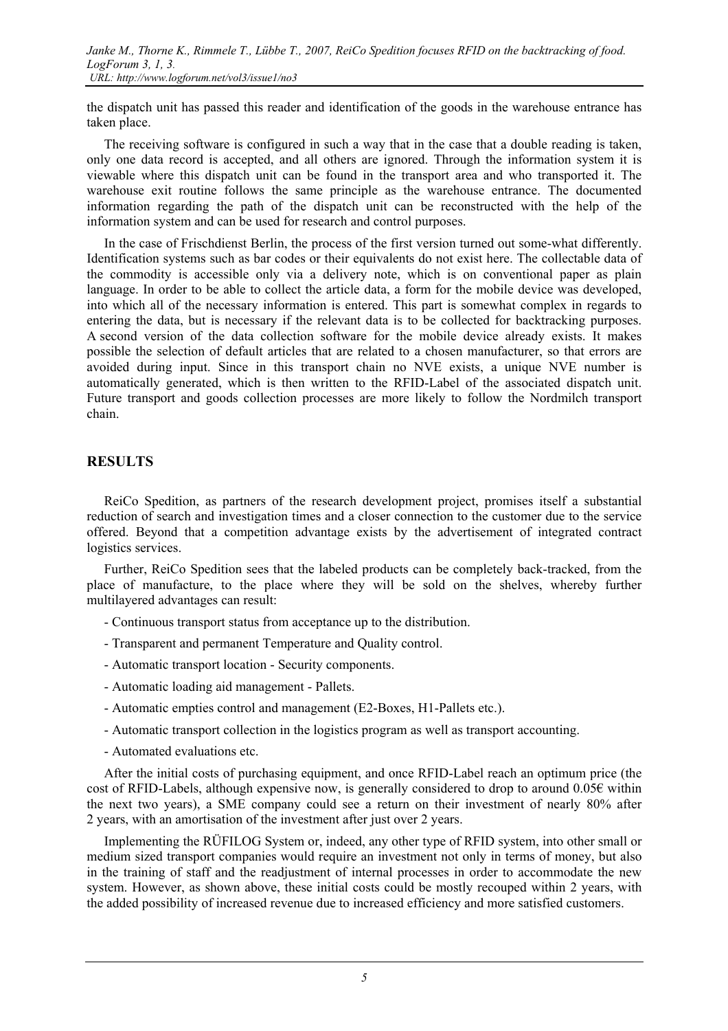the dispatch unit has passed this reader and identification of the goods in the warehouse entrance has taken place.

The receiving software is configured in such a way that in the case that a double reading is taken, only one data record is accepted, and all others are ignored. Through the information system it is viewable where this dispatch unit can be found in the transport area and who transported it. The warehouse exit routine follows the same principle as the warehouse entrance. The documented information regarding the path of the dispatch unit can be reconstructed with the help of the information system and can be used for research and control purposes.

In the case of Frischdienst Berlin, the process of the first version turned out some-what differently. Identification systems such as bar codes or their equivalents do not exist here. The collectable data of the commodity is accessible only via a delivery note, which is on conventional paper as plain language. In order to be able to collect the article data, a form for the mobile device was developed, into which all of the necessary information is entered. This part is somewhat complex in regards to entering the data, but is necessary if the relevant data is to be collected for backtracking purposes. A second version of the data collection software for the mobile device already exists. It makes possible the selection of default articles that are related to a chosen manufacturer, so that errors are avoided during input. Since in this transport chain no NVE exists, a unique NVE number is automatically generated, which is then written to the RFID-Label of the associated dispatch unit. Future transport and goods collection processes are more likely to follow the Nordmilch transport chain.

## RESULTS

ReiCo Spedition, as partners of the research development project, promises itself a substantial reduction of search and investigation times and a closer connection to the customer due to the service offered. Beyond that a competition advantage exists by the advertisement of integrated contract logistics services.

Further, ReiCo Spedition sees that the labeled products can be completely back-tracked, from the place of manufacture, to the place where they will be sold on the shelves, whereby further multilayered advantages can result:

- Continuous transport status from acceptance up to the distribution.
- Transparent and permanent Temperature and Quality control.
- Automatic transport location - Security components.
- Automatic loading aid management - Pallets.
- Automatic empties control and management (E2-Boxes, H1-Pallets etc.).
- Automatic transport collection in the logistics program as well as transport accounting.
- Automated evaluations etc.

After the initial costs of purchasing equipment, and once RFID-Label reach an optimum price (the cost of RFID-Labels, although expensive now, is generally considered to drop to around 0.05€ within the next two years), a SME company could see a return on their investment of nearly 80% after 2 years, with an amortisation of the investment after just over 2 years.

Implementing the RÜFILOG System or, indeed, any other type of RFID system, into other small or medium sized transport companies would require an investment not only in terms of money, but also in the training of staff and the readjustment of internal processes in order to accommodate the new system. However, as shown above, these initial costs could be mostly recouped within 2 years, with the added possibility of increased revenue due to increased efficiency and more satisfied customers.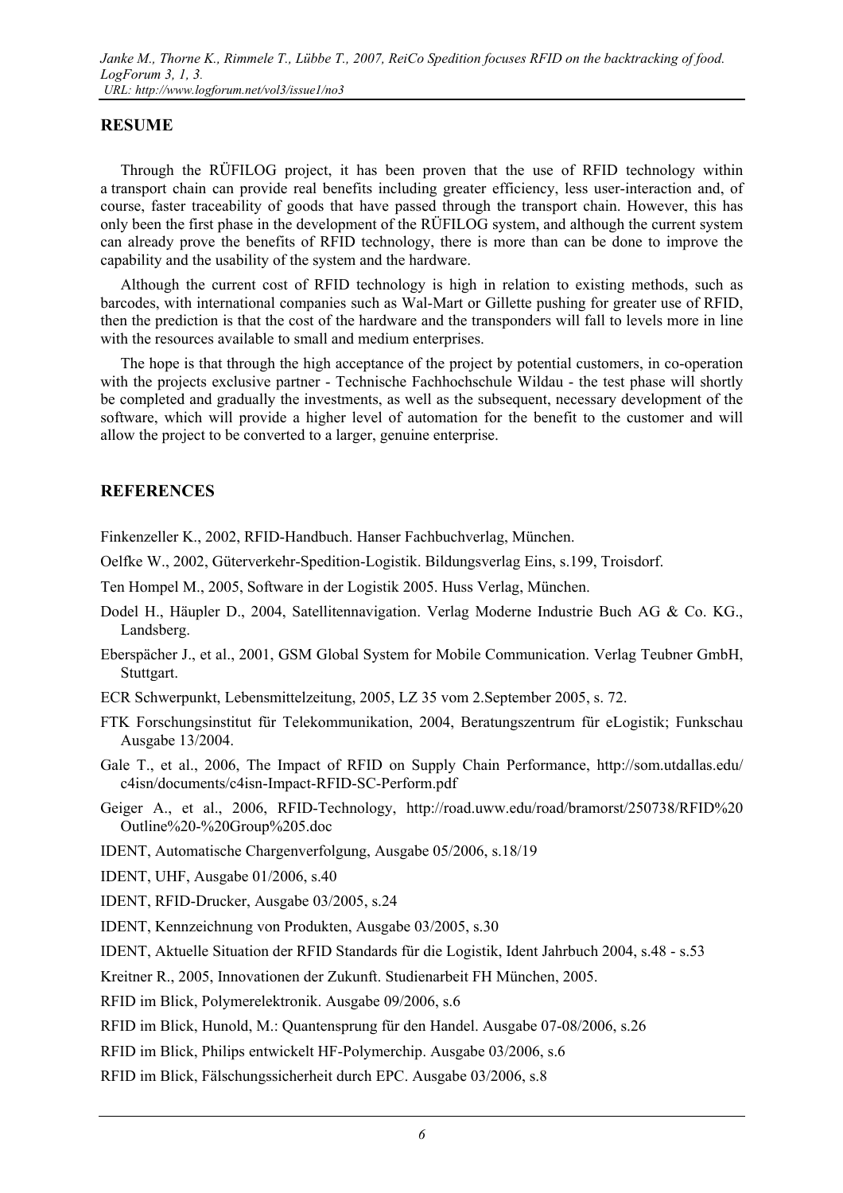## RESUME

Through the RÜFILOG project, it has been proven that the use of RFID technology within a transport chain can provide real benefits including greater efficiency, less user-interaction and, of course, faster traceability of goods that have passed through the transport chain. However, this has only been the first phase in the development of the RÜFILOG system, and although the current system can already prove the benefits of RFID technology, there is more than can be done to improve the capability and the usability of the system and the hardware.

Although the current cost of RFID technology is high in relation to existing methods, such as barcodes, with international companies such as Wal-Mart or Gillette pushing for greater use of RFID, then the prediction is that the cost of the hardware and the transponders will fall to levels more in line with the resources available to small and medium enterprises.

The hope is that through the high acceptance of the project by potential customers, in co-operation with the projects exclusive partner - Technische Fachhochschule Wildau - the test phase will shortly be completed and gradually the investments, as well as the subsequent, necessary development of the software, which will provide a higher level of automation for the benefit to the customer and will allow the project to be converted to a larger, genuine enterprise.

## REFERENCES

Finkenzeller K., 2002, RFID-Handbuch. Hanser Fachbuchverlag, München.

Oelfke W., 2002, Güterverkehr-Spedition-Logistik. Bildungsverlag Eins, s.199, Troisdorf.

Ten Hompel M., 2005, Software in der Logistik 2005. Huss Verlag, München.

Dodel H., Häupler D., 2004, Satellitennavigation. Verlag Moderne Industrie Buch AG & Co. KG., Landsberg.

Eberspächer J., et al., 2001, GSM Global System for Mobile Communication. Verlag Teubner GmbH, Stuttgart.

ECR Schwerpunkt, Lebensmittelzeitung, 2005, LZ 35 vom 2.September 2005, s. 72.

FTK Forschungsinstitut für Telekommunikation, 2004, Beratungszentrum für eLogistik; Funkschau Ausgabe 13/2004.

Gale T., et al., 2006, The Impact of RFID on Supply Chain Performance, http://som.utdallas.edu/c4isn/documents/c4isn-Impact-RFID-SC-Perform.pdf

Geiger A., et al., 2006, RFID-Technology, http://road.uww.edu/road/bramorst/250738/RFID%20Outline%20-%20Group%205.doc

IDENT, Automatische Chargenverfolgung, Ausgabe 05/2006, s.18/19

IDENT, UHF, Ausgabe 01/2006, s.40

IDENT, RFID-Drucker, Ausgabe 03/2005, s.24

IDENT, Kennzeichnung von Produkten, Ausgabe 03/2005, s.30

IDENT, Aktuelle Situation der RFID Standards für die Logistik, Ident Jahrbuch 2004, s.48 - s.53

Kreitner R., 2005, Innovationen der Zukunft. Studienarbeit FH München, 2005.

RFID im Blick, Polymerelektronik. Ausgabe 09/2006, s.6

RFID im Blick, Hunold, M.: Quantensprung für den Handel. Ausgabe 07-08/2006, s.26

RFID im Blick, Philips entwickelt HF-Polymerchip. Ausgabe 03/2006, s.6

RFID im Blick, Fälschungssicherheit durch EPC. Ausgabe 03/2006, s.8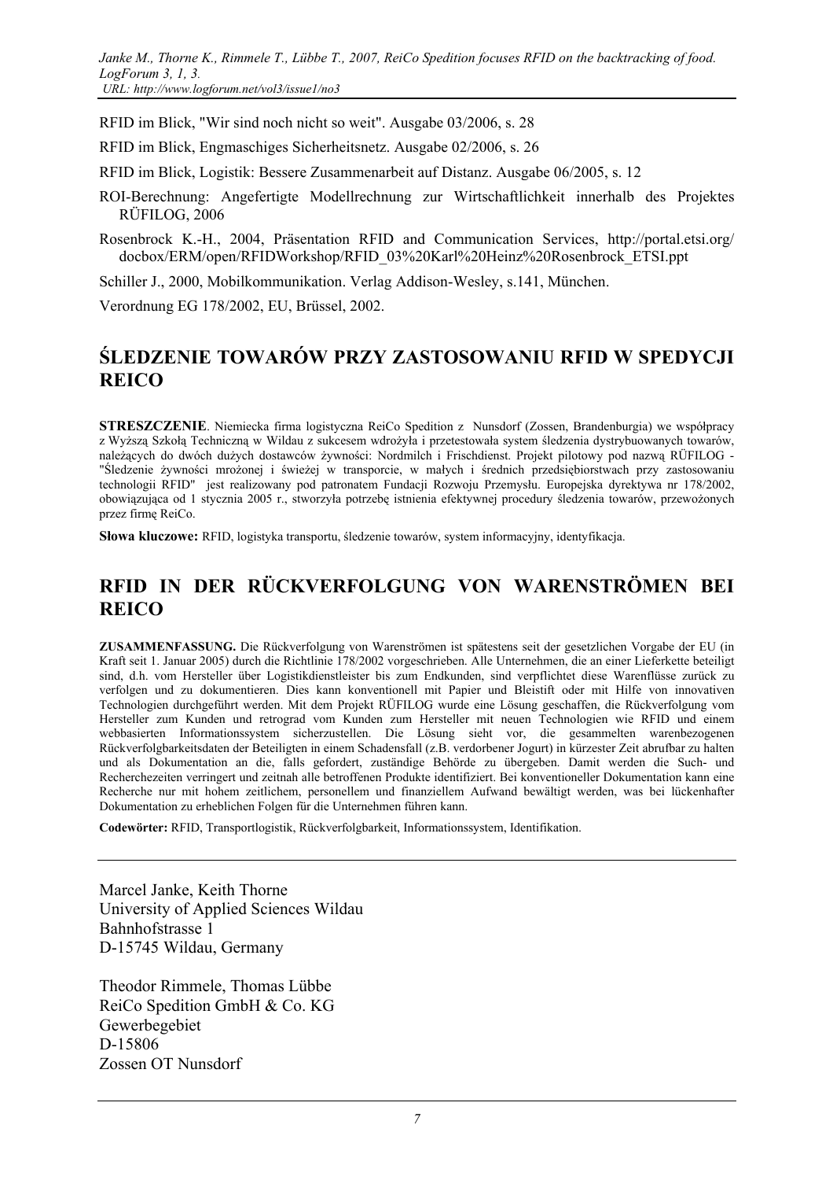RFID im Blick, "Wir sind noch nicht so weit". Ausgabe 03/2006, s. 28

RFID im Blick, Engmaschiges Sicherheitsnetz. Ausgabe 02/2006, s. 26

RFID im Blick, Logistik: Bessere Zusammenarbeit auf Distanz. Ausgabe 06/2005, s. 12

ROI-Berechnung: Angefertigte Modellrechnung zur Wirtschaftlichkeit innerhalb des Projektes RÜFILOG, 2006

Rosenbrock K.-H., 2004, Präsentation RFID and Communication Services, http://portal.etsi.org/docbox/ERM/open/RFIDWorkshop/RFID_03%20Karl%20Heinz%20Rosenbrock_ETSI.ppt

Schiller J., 2000, Mobilkommunikation. Verlag Addison-Wesley, s.141, München.

Verordnung EG 178/2002, EU, Brüssel, 2002.

## ŚLEDZENIE TOWARÓW PRZY ZASTOSOWANIU RFID W SPEDYCJI REICO

**STRESZCZENIE**. Niemiecka firma logistyczna ReiCo Spedition z Nunsdorf (Zossen, Brandenburgia) we współpracy z Wyższą Szkołą Techniczną w Wildau z sukcesem wdrożyła i przetestowała system śledzenia dystrybuowanych towarów, należących do dwóch dużych dostawców żywności: Nordmilch i Frischdienst. Projekt pilotowy pod nazwą RÜFILOG - "Śledzenie żywności mrożonej i świeżej w transporcie, w małych i średnich przedsiębiorstwach przy zastosowaniu technologii RFID" jest realizowany pod patronatem Fundacji Rozwoju Przemysłu. Europejska dyrektywa nr 178/2002, obowiązująca od 1 stycznia 2005 r., stworzyła potrzebę istnienia efektywnej procedury śledzenia towarów, przewożonych przez firmę ReiCo.

**Słowa kluczowe:** RFID, logistyka transportu, śledzenie towarów, system informacyjny, identyfikacja.

## RFID IN DER RÜCKVERFOLGUNG VON WARENSTRÖMEN BEI REICO

**ZUSAMMENFASSUNG.** Die Rückverfolgung von Warenströmen ist spätestens seit der gesetzlichen Vorgabe der EU (in Kraft seit 1. Januar 2005) durch die Richtlinie 178/2002 vorgeschrieben. Alle Unternehmen, die an einer Lieferkette beteiligt sind, d.h. vom Hersteller über Logistikdienstleister bis zum Endkunden, sind verpflichtet diese Warenflüsse zurück zu verfolgen und zu dokumentieren. Dies kann konventionell mit Papier und Bleistift oder mit Hilfe von innovativen Technologien durchgeführt werden. Mit dem Projekt RÜFILOG wurde eine Lösung geschaffen, die Rückverfolgung vom Hersteller zum Kunden und retrograd vom Kunden zum Hersteller mit neuen Technologien wie RFID und einem webbasierten Informationssystem sicherzustellen. Die Lösung sieht vor, die gesammelten warenbezogenen Rückverfolgbarkeitsdaten der Beteiligten in einem Schadensfall (z.B. verdorbener Jogurt) in kürzester Zeit abrufbar zu halten und als Dokumentation an die, falls gefordert, zuständige Behörde zu übergeben. Damit werden die Such- und Recherchezeiten verringert und zeitnah alle betroffenen Produkte identifiziert. Bei konventioneller Dokumentation kann eine Recherche nur mit hohem zeitlichem, personellem und finanziellem Aufwand bewältigt werden, was bei lückenhafter Dokumentation zu erheblichen Folgen für die Unternehmen führen kann.

**Codewörter:** RFID, Transportlogistik, Rückverfolgbarkeit, Informationssystem, Identifikation.

---

Marcel Janke, Keith Thorne  
University of Applied Sciences Wildau  
Bahnhofstrasse 1  
D-15745 Wildau, Germany

Theodor Rimmele, Thomas Lübbe  
ReiCo Spedition GmbH & Co. KG  
Gewerbegebiet  
D-15806  
Zossen OT Nunsdorf